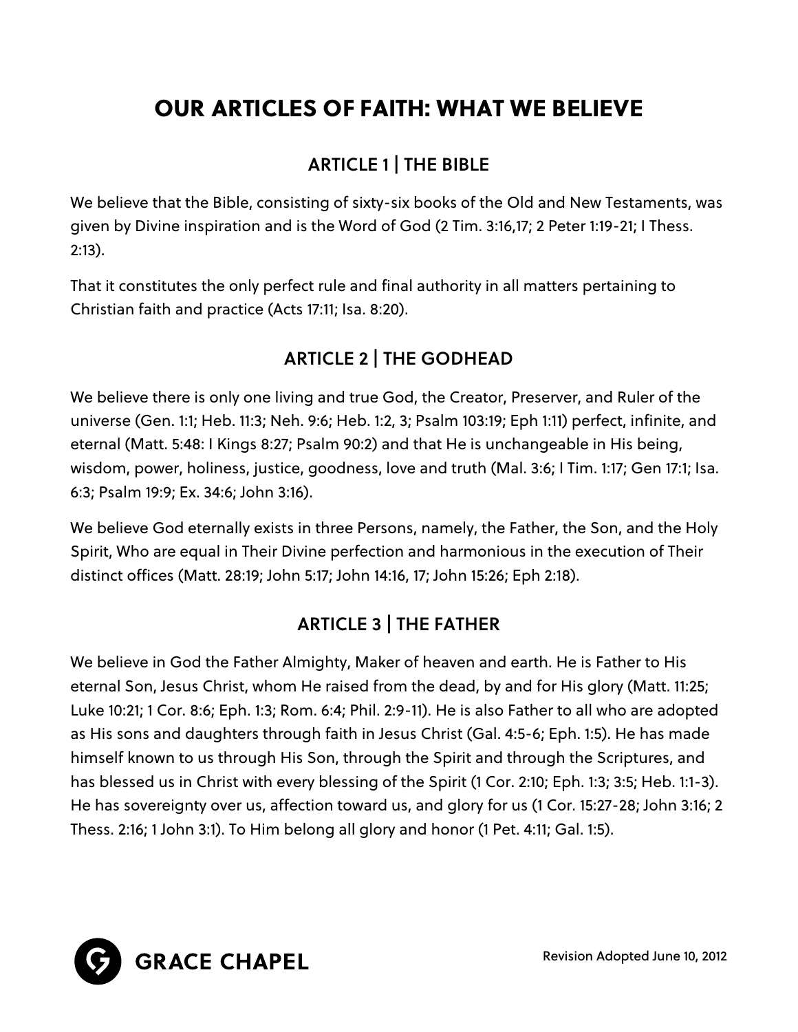# OUR ARTICLES OF FAITH: WHAT WE BELIEVE

## ARTICLE 1 | THE BIBLE

We believe that the Bible, consisting of sixty-six books of the Old and New Testaments, was given by Divine inspiration and is the Word of God (2 Tim. 3:16,17; 2 Peter 1:19-21; I Thess. 2:13).

That it constitutes the only perfect rule and final authority in all matters pertaining to Christian faith and practice (Acts 17:11; Isa. 8:20).

## ARTICLE 2 | THE GODHEAD

We believe there is only one living and true God, the Creator, Preserver, and Ruler of the universe (Gen. 1:1; Heb. 11:3; Neh. 9:6; Heb. 1:2, 3; Psalm 103:19; Eph 1:11) perfect, infinite, and eternal (Matt. 5:48: I Kings 8:27; Psalm 90:2) and that He is unchangeable in His being, wisdom, power, holiness, justice, goodness, love and truth (Mal. 3:6; I Tim. 1:17; Gen 17:1; Isa. 6:3; Psalm 19:9; Ex. 34:6; John 3:16).

We believe God eternally exists in three Persons, namely, the Father, the Son, and the Holy Spirit, Who are equal in Their Divine perfection and harmonious in the execution of Their distinct offices (Matt. 28:19; John 5:17; John 14:16, 17; John 15:26; Eph 2:18).

## ARTICLE 3 | THE FATHER

We believe in God the Father Almighty, Maker of heaven and earth. He is Father to His eternal Son, Jesus Christ, whom He raised from the dead, by and for His glory (Matt. 11:25; Luke 10:21; 1 Cor. 8:6; Eph. 1:3; Rom. 6:4; Phil. 2:9-11). He is also Father to all who are adopted as His sons and daughters through faith in Jesus Christ (Gal. 4:5-6; Eph. 1:5). He has made himself known to us through His Son, through the Spirit and through the Scriptures, and has blessed us in Christ with every blessing of the Spirit (1 Cor. 2:10; Eph. 1:3; 3:5; Heb. 1:1-3). He has sovereignty over us, affection toward us, and glory for us (1 Cor. 15:27-28; John 3:16; 2 Thess. 2:16; 1 John 3:1). To Him belong all glory and honor (1 Pet. 4:11; Gal. 1:5).

GRACE CHAPEL

Revision Adopted June 10, 2012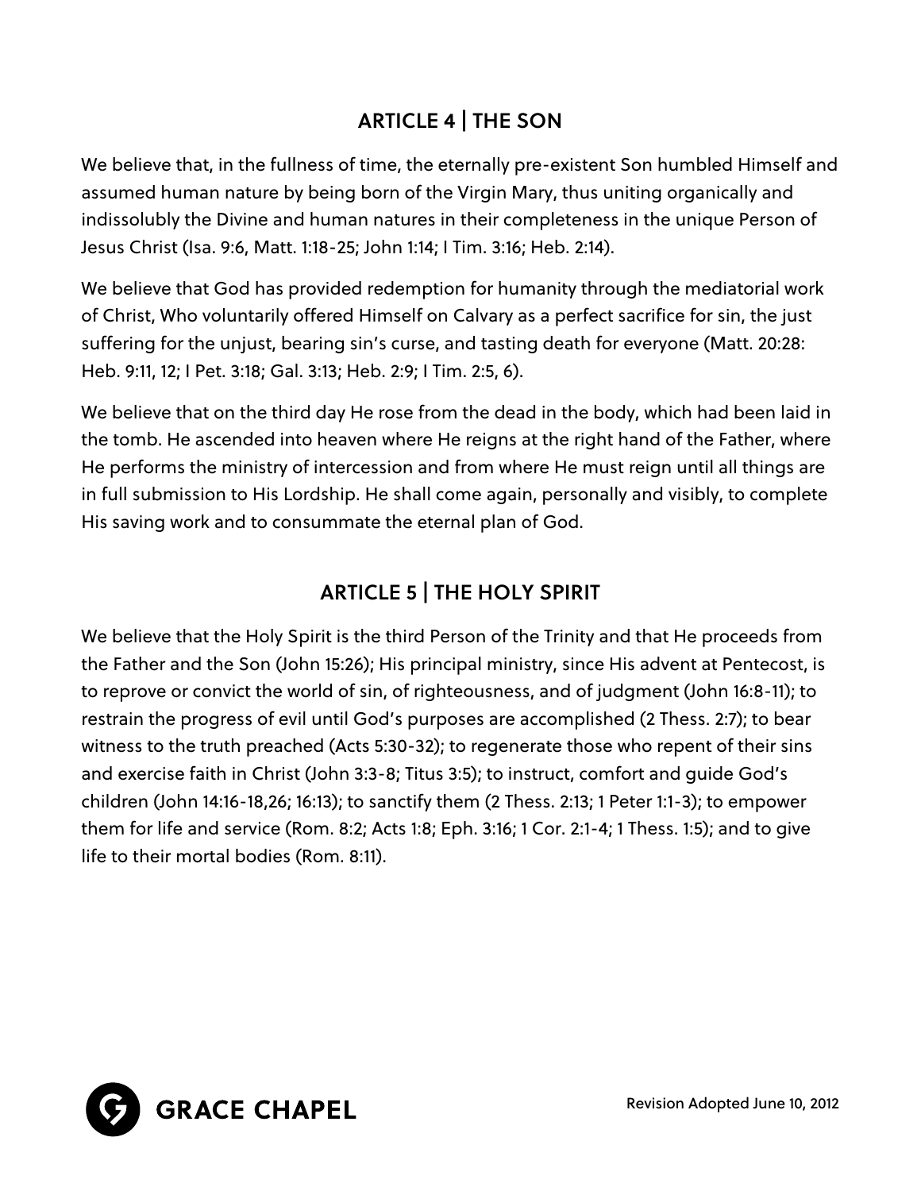## ARTICLE 4 | THE SON

We believe that, in the fullness of time, the eternally pre-existent Son humbled Himself and assumed human nature by being born of the Virgin Mary, thus uniting organically and indissolubly the Divine and human natures in their completeness in the unique Person of Jesus Christ (Isa. 9:6, Matt. 1:18-25; John 1:14; I Tim. 3:16; Heb. 2:14).

We believe that God has provided redemption for humanity through the mediatorial work of Christ, Who voluntarily offered Himself on Calvary as a perfect sacrifice for sin, the just suffering for the unjust, bearing sin's curse, and tasting death for everyone (Matt. 20:28: Heb. 9:11, 12; I Pet. 3:18; Gal. 3:13; Heb. 2:9; I Tim. 2:5, 6).

We believe that on the third day He rose from the dead in the body, which had been laid in the tomb. He ascended into heaven where He reigns at the right hand of the Father, where He performs the ministry of intercession and from where He must reign until all things are in full submission to His Lordship. He shall come again, personally and visibly, to complete His saving work and to consummate the eternal plan of God.

## ARTICLE 5 | THE HOLY SPIRIT

We believe that the Holy Spirit is the third Person of the Trinity and that He proceeds from the Father and the Son (John 15:26); His principal ministry, since His advent at Pentecost, is to reprove or convict the world of sin, of righteousness, and of judgment (John 16:8-11); to restrain the progress of evil until God's purposes are accomplished (2 Thess. 2:7); to bear witness to the truth preached (Acts 5:30-32); to regenerate those who repent of their sins and exercise faith in Christ (John 3:3-8; Titus 3:5); to instruct, comfort and guide God's children (John 14:16-18,26; 16:13); to sanctify them (2 Thess. 2:13; 1 Peter 1:1-3); to empower them for life and service (Rom. 8:2; Acts 1:8; Eph. 3:16; 1 Cor. 2:1-4; 1 Thess. 1:5); and to give life to their mortal bodies (Rom. 8:11).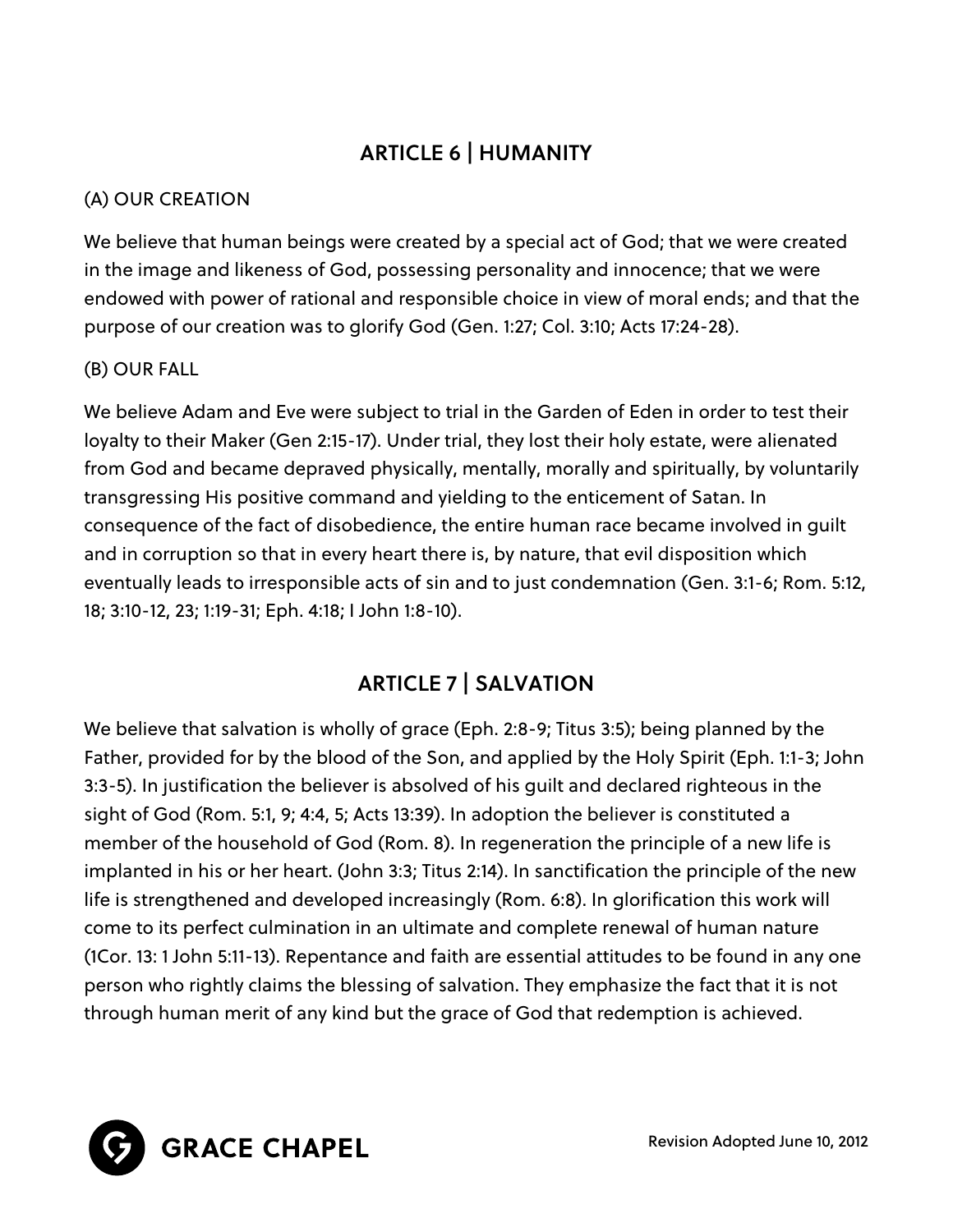## ARTICLE 6 | HUMANITY

(A) OUR CREATION

We believe that human beings were created by a special act of God; that we were created in the image and likeness of God, possessing personality and innocence; that we were endowed with power of rational and responsible choice in view of moral ends; and that the purpose of our creation was to glorify God (Gen. 1:27; Col. 3:10; Acts 17:24-28).

(B) OUR FALL

We believe Adam and Eve were subject to trial in the Garden of Eden in order to test their loyalty to their Maker (Gen 2:15-17). Under trial, they lost their holy estate, were alienated from God and became depraved physically, mentally, morally and spiritually, by voluntarily transgressing His positive command and yielding to the enticement of Satan. In consequence of the fact of disobedience, the entire human race became involved in guilt and in corruption so that in every heart there is, by nature, that evil disposition which eventually leads to irresponsible acts of sin and to just condemnation (Gen. 3:1-6; Rom. 5:12, 18; 3:10-12, 23; 1:19-31; Eph. 4:18; I John 1:8-10).

## ARTICLE 7 | SALVATION

We believe that salvation is wholly of grace (Eph. 2:8-9; Titus 3:5); being planned by the Father, provided for by the blood of the Son, and applied by the Holy Spirit (Eph. 1:1-3; John 3:3-5). In justification the believer is absolved of his guilt and declared righteous in the sight of God (Rom. 5:1, 9; 4:4, 5; Acts 13:39). In adoption the believer is constituted a member of the household of God (Rom. 8). In regeneration the principle of a new life is implanted in his or her heart. (John 3:3; Titus 2:14). In sanctification the principle of the new life is strengthened and developed increasingly (Rom. 6:8). In glorification this work will come to its perfect culmination in an ultimate and complete renewal of human nature (1Cor. 13: 1 John 5:11-13). Repentance and faith are essential attitudes to be found in any one person who rightly claims the blessing of salvation. They emphasize the fact that it is not through human merit of any kind but the grace of God that redemption is achieved.

GRACE CHAPEL

Revision Adopted June 10, 2012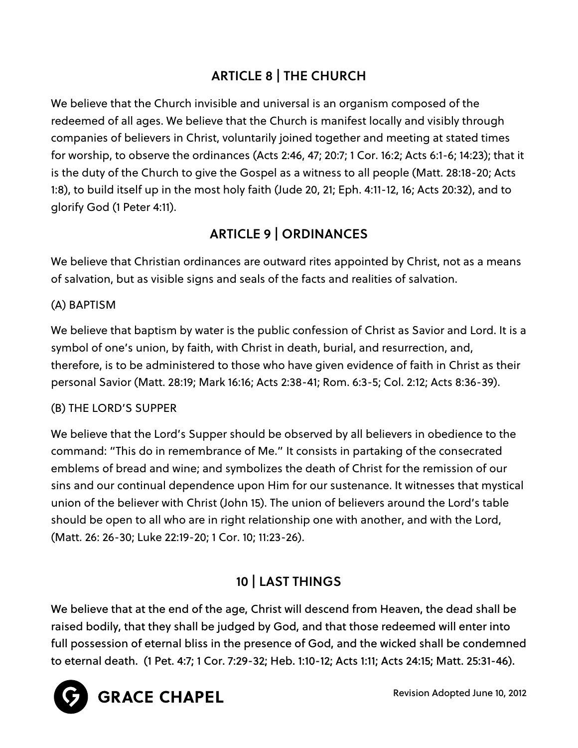## ARTICLE 8 | THE CHURCH

We believe that the Church invisible and universal is an organism composed of the redeemed of all ages. We believe that the Church is manifest locally and visibly through companies of believers in Christ, voluntarily joined together and meeting at stated times for worship, to observe the ordinances (Acts 2:46, 47; 20:7; 1 Cor. 16:2; Acts 6:1-6; 14:23); that it is the duty of the Church to give the Gospel as a witness to all people (Matt. 28:18-20; Acts 1:8), to build itself up in the most holy faith (Jude 20, 21; Eph. 4:11-12, 16; Acts 20:32), and to glorify God (1 Peter 4:11).

## ARTICLE 9 | ORDINANCES

We believe that Christian ordinances are outward rites appointed by Christ, not as a means of salvation, but as visible signs and seals of the facts and realities of salvation.

(A) BAPTISM

We believe that baptism by water is the public confession of Christ as Savior and Lord. It is a symbol of one's union, by faith, with Christ in death, burial, and resurrection, and, therefore, is to be administered to those who have given evidence of faith in Christ as their personal Savior (Matt. 28:19; Mark 16:16; Acts 2:38-41; Rom. 6:3-5; Col. 2:12; Acts 8:36-39).

(B) THE LORD'S SUPPER

We believe that the Lord's Supper should be observed by all believers in obedience to the command: "This do in remembrance of Me." It consists in partaking of the consecrated emblems of bread and wine; and symbolizes the death of Christ for the remission of our sins and our continual dependence upon Him for our sustenance. It witnesses that mystical union of the believer with Christ (John 15). The union of believers around the Lord's table should be open to all who are in right relationship one with another, and with the Lord, (Matt. 26: 26-30; Luke 22:19-20; 1 Cor. 10; 11:23-26).

## 10 | LAST THINGS

We believe that at the end of the age, Christ will descend from Heaven, the dead shall be raised bodily, that they shall be judged by God, and that those redeemed will enter into full possession of eternal bliss in the presence of God, and the wicked shall be condemned to eternal death. (1 Pet. 4:7; 1 Cor. 7:29-32; Heb. 1:10-12; Acts 1:11; Acts 24:15; Matt. 25:31-46).

GRACE CHAPEL

Revision Adopted June 10, 2012